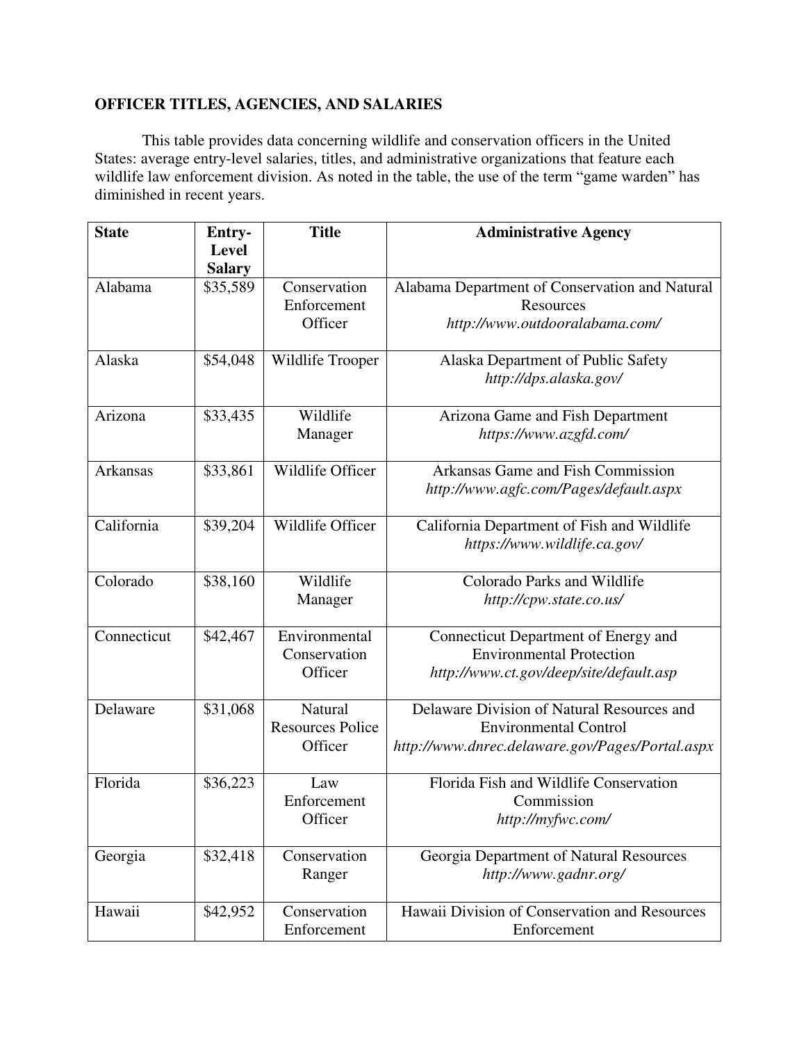## OFFICER TITLES, AGENCIES, AND SALARIES

This table provides data concerning wildlife and conservation officers in the United States: average entry-level salaries, titles, and administrative organizations that feature each wildlife law enforcement division. As noted in the table, the use of the term "game warden" has diminished in recent years.

| State | Entry-Level Salary | Title | Administrative Agency |
|---|---|---|---|
| Alabama | $35,589 | Conservation Enforcement Officer | Alabama Department of Conservation and Natural Resources *http://www.outdooralabama.com/* |
| Alaska | $54,048 | Wildlife Trooper | Alaska Department of Public Safety *http://dps.alaska.gov/* |
| Arizona | $33,435 | Wildlife Manager | Arizona Game and Fish Department *https://www.azgfd.com/* |
| Arkansas | $33,861 | Wildlife Officer | Arkansas Game and Fish Commission *http://www.agfc.com/Pages/default.aspx* |
| California | $39,204 | Wildlife Officer | California Department of Fish and Wildlife *https://www.wildlife.ca.gov/* |
| Colorado | $38,160 | Wildlife Manager | Colorado Parks and Wildlife *http://cpw.state.co.us/* |
| Connecticut | $42,467 | Environmental Conservation Officer | Connecticut Department of Energy and Environmental Protection *http://www.ct.gov/deep/site/default.asp* |
| Delaware | $31,068 | Natural Resources Police Officer | Delaware Division of Natural Resources and Environmental Control *http://www.dnrec.delaware.gov/Pages/Portal.aspx* |
| Florida | $36,223 | Law Enforcement Officer | Florida Fish and Wildlife Conservation Commission *http://myfwc.com/* |
| Georgia | $32,418 | Conservation Ranger | Georgia Department of Natural Resources *http://www.gadnr.org/* |
| Hawaii | $42,952 | Conservation Enforcement | Hawaii Division of Conservation and Resources Enforcement |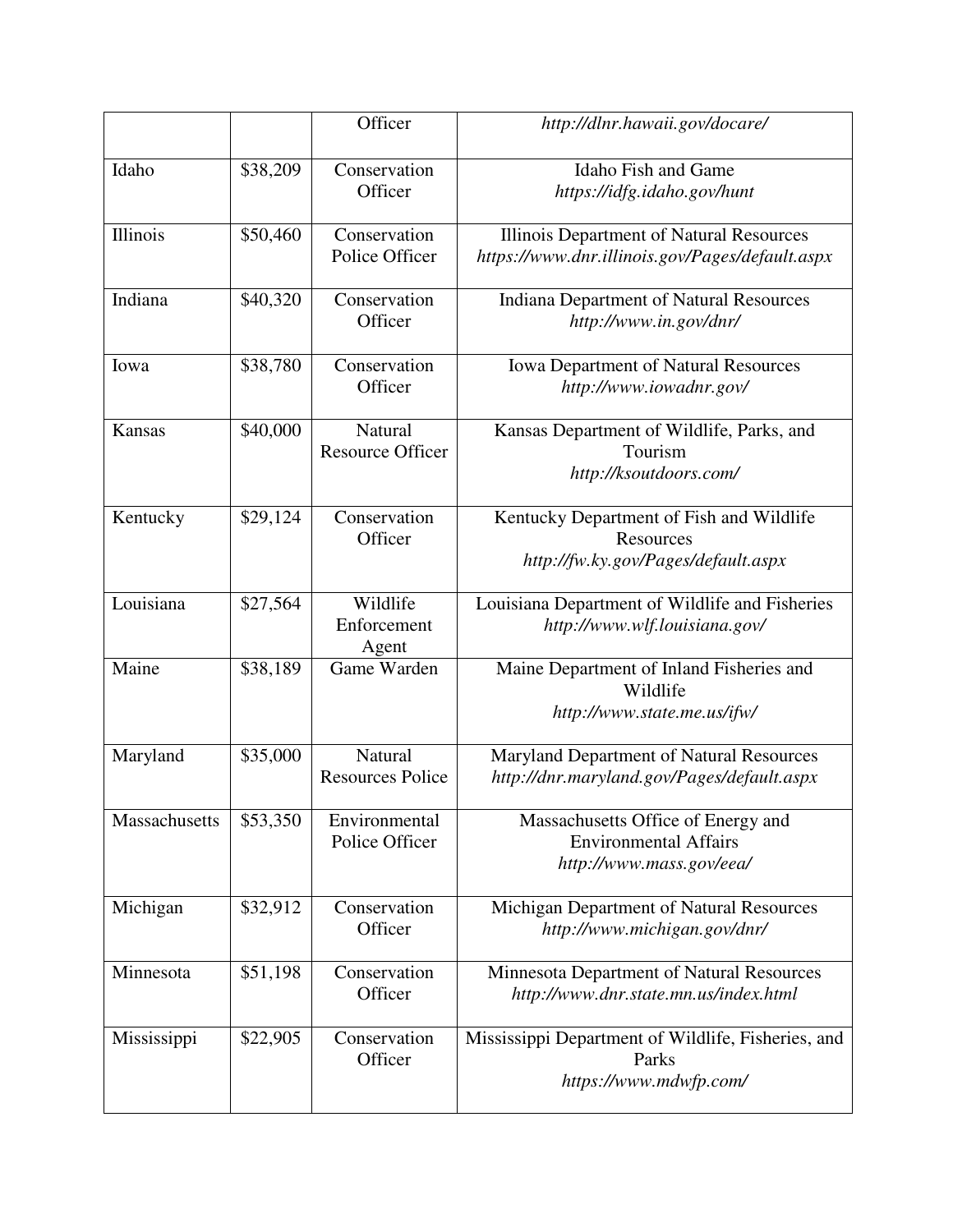|  |  |  |  |
| --- | --- | --- | --- |
|  |  | Officer | *http://dlnr.hawaii.gov/docare/* |
| Idaho | $38,209 | Conservation Officer | Idaho Fish and Game *https://idfg.idaho.gov/hunt* |
| Illinois | $50,460 | Conservation Police Officer | Illinois Department of Natural Resources *https://www.dnr.illinois.gov/Pages/default.aspx* |
| Indiana | $40,320 | Conservation Officer | Indiana Department of Natural Resources *http://www.in.gov/dnr/* |
| Iowa | $38,780 | Conservation Officer | Iowa Department of Natural Resources *http://www.iowadnr.gov/* |
| Kansas | $40,000 | Natural Resource Officer | Kansas Department of Wildlife, Parks, and Tourism *http://ksoutdoors.com/* |
| Kentucky | $29,124 | Conservation Officer | Kentucky Department of Fish and Wildlife Resources *http://fw.ky.gov/Pages/default.aspx* |
| Louisiana | $27,564 | Wildlife Enforcement Agent | Louisiana Department of Wildlife and Fisheries *http://www.wlf.louisiana.gov/* |
| Maine | $38,189 | Game Warden | Maine Department of Inland Fisheries and Wildlife *http://www.state.me.us/ifw/* |
| Maryland | $35,000 | Natural Resources Police | Maryland Department of Natural Resources *http://dnr.maryland.gov/Pages/default.aspx* |
| Massachusetts | $53,350 | Environmental Police Officer | Massachusetts Office of Energy and Environmental Affairs *http://www.mass.gov/eea/* |
| Michigan | $32,912 | Conservation Officer | Michigan Department of Natural Resources *http://www.michigan.gov/dnr/* |
| Minnesota | $51,198 | Conservation Officer | Minnesota Department of Natural Resources *http://www.dnr.state.mn.us/index.html* |
| Mississippi | $22,905 | Conservation Officer | Mississippi Department of Wildlife, Fisheries, and Parks *https://www.mdwfp.com/* |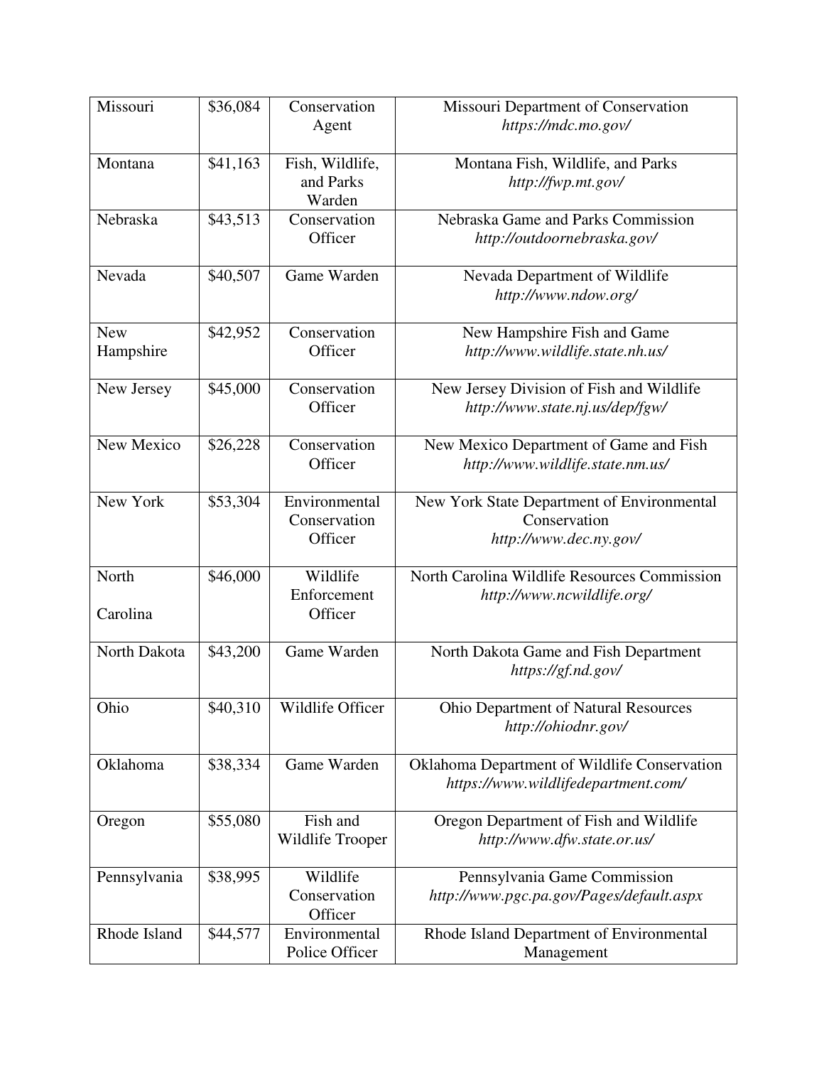| Missouri | $36,084 | Conservation Agent | Missouri Department of Conservation *https://mdc.mo.gov/* |
|---|---|---|---|
| Montana | $41,163 | Fish, Wildlife, and Parks Warden | Montana Fish, Wildlife, and Parks *http://fwp.mt.gov/* |
| Nebraska | $43,513 | Conservation Officer | Nebraska Game and Parks Commission *http://outdoornebraska.gov/* |
| Nevada | $40,507 | Game Warden | Nevada Department of Wildlife *http://www.ndow.org/* |
| New Hampshire | $42,952 | Conservation Officer | New Hampshire Fish and Game *http://www.wildlife.state.nh.us/* |
| New Jersey | $45,000 | Conservation Officer | New Jersey Division of Fish and Wildlife *http://www.state.nj.us/dep/fgw/* |
| New Mexico | $26,228 | Conservation Officer | New Mexico Department of Game and Fish *http://www.wildlife.state.nm.us/* |
| New York | $53,304 | Environmental Conservation Officer | New York State Department of Environmental Conservation *http://www.dec.ny.gov/* |
| North Carolina | $46,000 | Wildlife Enforcement Officer | North Carolina Wildlife Resources Commission *http://www.ncwildlife.org/* |
| North Dakota | $43,200 | Game Warden | North Dakota Game and Fish Department *https://gf.nd.gov/* |
| Ohio | $40,310 | Wildlife Officer | Ohio Department of Natural Resources *http://ohiodnr.gov/* |
| Oklahoma | $38,334 | Game Warden | Oklahoma Department of Wildlife Conservation *https://www.wildlifedepartment.com/* |
| Oregon | $55,080 | Fish and Wildlife Trooper | Oregon Department of Fish and Wildlife *http://www.dfw.state.or.us/* |
| Pennsylvania | $38,995 | Wildlife Conservation Officer | Pennsylvania Game Commission *http://www.pgc.pa.gov/Pages/default.aspx* |
| Rhode Island | $44,577 | Environmental Police Officer | Rhode Island Department of Environmental Management |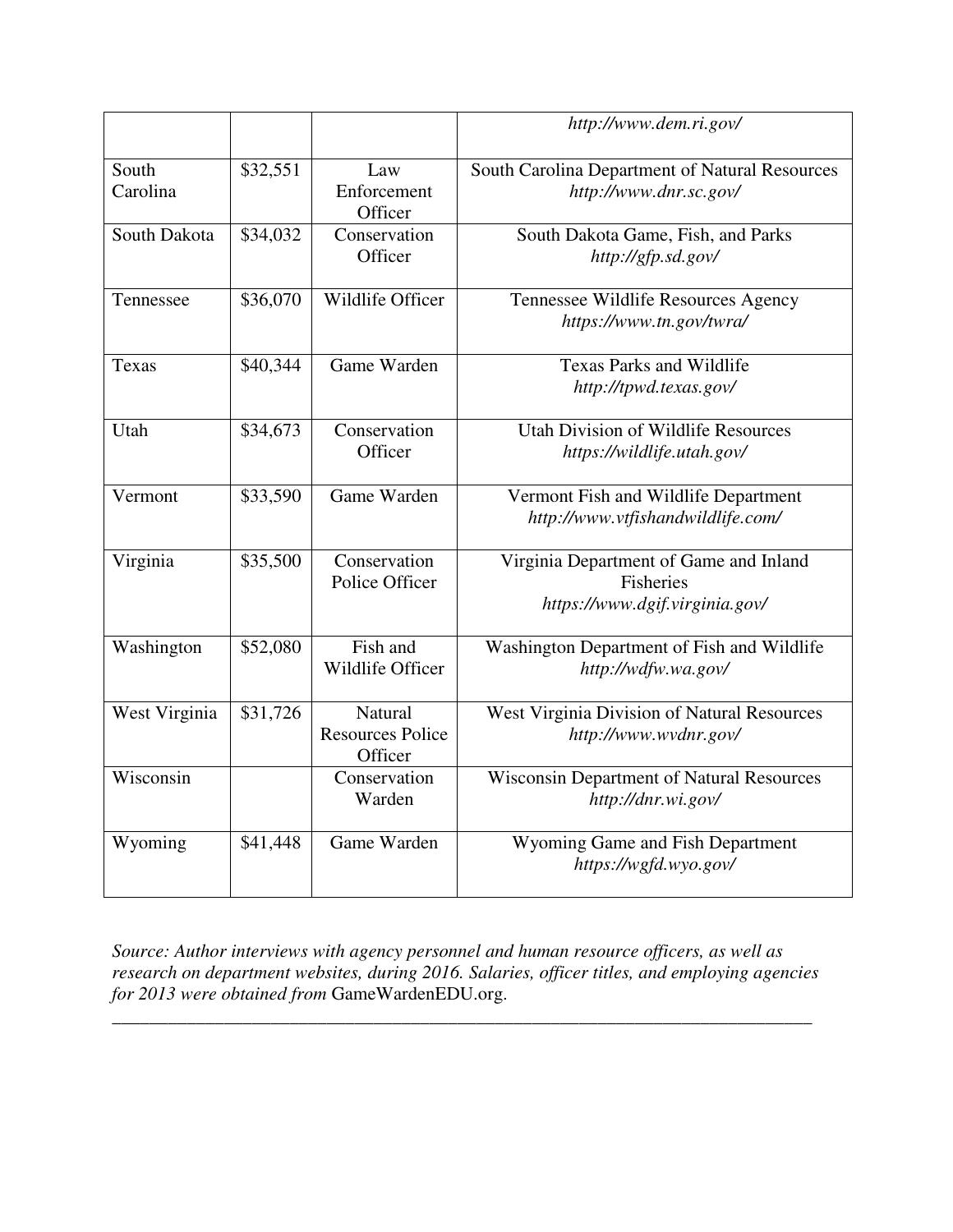| | | | |
|---|---|---|---|
| | | | *http://www.dem.ri.gov/* |
| South Carolina | $32,551 | Law Enforcement Officer | South Carolina Department of Natural Resources *http://www.dnr.sc.gov/* |
| South Dakota | $34,032 | Conservation Officer | South Dakota Game, Fish, and Parks *http://gfp.sd.gov/* |
| Tennessee | $36,070 | Wildlife Officer | Tennessee Wildlife Resources Agency *https://www.tn.gov/twra/* |
| Texas | $40,344 | Game Warden | Texas Parks and Wildlife *http://tpwd.texas.gov/* |
| Utah | $34,673 | Conservation Officer | Utah Division of Wildlife Resources *https://wildlife.utah.gov/* |
| Vermont | $33,590 | Game Warden | Vermont Fish and Wildlife Department *http://www.vtfishandwildlife.com/* |
| Virginia | $35,500 | Conservation Police Officer | Virginia Department of Game and Inland Fisheries *https://www.dgif.virginia.gov/* |
| Washington | $52,080 | Fish and Wildlife Officer | Washington Department of Fish and Wildlife *http://wdfw.wa.gov/* |
| West Virginia | $31,726 | Natural Resources Police Officer | West Virginia Division of Natural Resources *http://www.wvdnr.gov/* |
| Wisconsin | | Conservation Warden | Wisconsin Department of Natural Resources *http://dnr.wi.gov/* |
| Wyoming | $41,448 | Game Warden | Wyoming Game and Fish Department *https://wgfd.wyo.gov/* |

*Source: Author interviews with agency personnel and human resource officers, as well as research on department websites, during 2016. Salaries, officer titles, and employing agencies for 2013 were obtained from* GameWardenEDU.org.